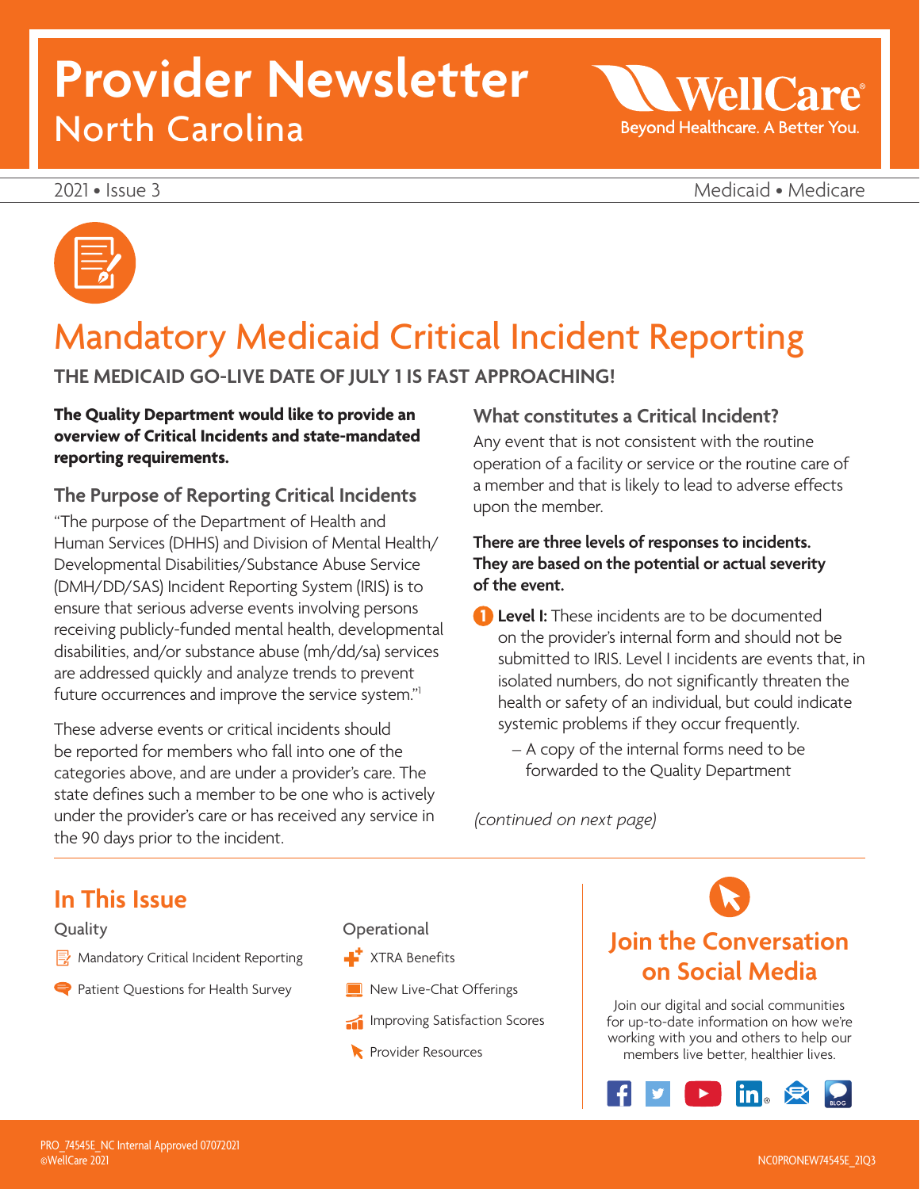# Provider Newsletter
North Carolina

WellCare
Beyond Healthcare. A Better You.

2021 • Issue 3

Medicaid • Medicare

## Mandatory Medicaid Critical Incident Reporting

**THE MEDICAID GO-LIVE DATE OF JULY 1 IS FAST APPROACHING!**

**The Quality Department would like to provide an overview of Critical Incidents and state-mandated reporting requirements.**

### The Purpose of Reporting Critical Incidents

"The purpose of the Department of Health and Human Services (DHHS) and Division of Mental Health/Developmental Disabilities/Substance Abuse Service (DMH/DD/SAS) Incident Reporting System (IRIS) is to ensure that serious adverse events involving persons receiving publicly-funded mental health, developmental disabilities, and/or substance abuse (mh/dd/sa) services are addressed quickly and analyze trends to prevent future occurrences and improve the service system."[1]

These adverse events or critical incidents should be reported for members who fall into one of the categories above, and are under a provider's care. The state defines such a member to be one who is actively under the provider's care or has received any service in the 90 days prior to the incident.

### What constitutes a Critical Incident?

Any event that is not consistent with the routine operation of a facility or service or the routine care of a member and that is likely to lead to adverse effects upon the member.

**There are three levels of responses to incidents. They are based on the potential or actual severity of the event.**

1. **Level I:** These incidents are to be documented on the provider's internal form and should not be submitted to IRIS. Level I incidents are events that, in isolated numbers, do not significantly threaten the health or safety of an individual, but could indicate systemic problems if they occur frequently.
   - A copy of the internal forms need to be forwarded to the Quality Department

*(continued on next page)*

## In This Issue

**Quality**
- Mandatory Critical Incident Reporting
- Patient Questions for Health Survey

**Operational**
- XTRA Benefits
- New Live-Chat Offerings
- Improving Satisfaction Scores
- Provider Resources

## Join the Conversation on Social Media

Join our digital and social communities for up-to-date information on how we're working with you and others to help our members live better, healthier lives.

PRO_74545E_NC Internal Approved 07072021
©WellCare 2021

NC0PRONEW74545E_21Q3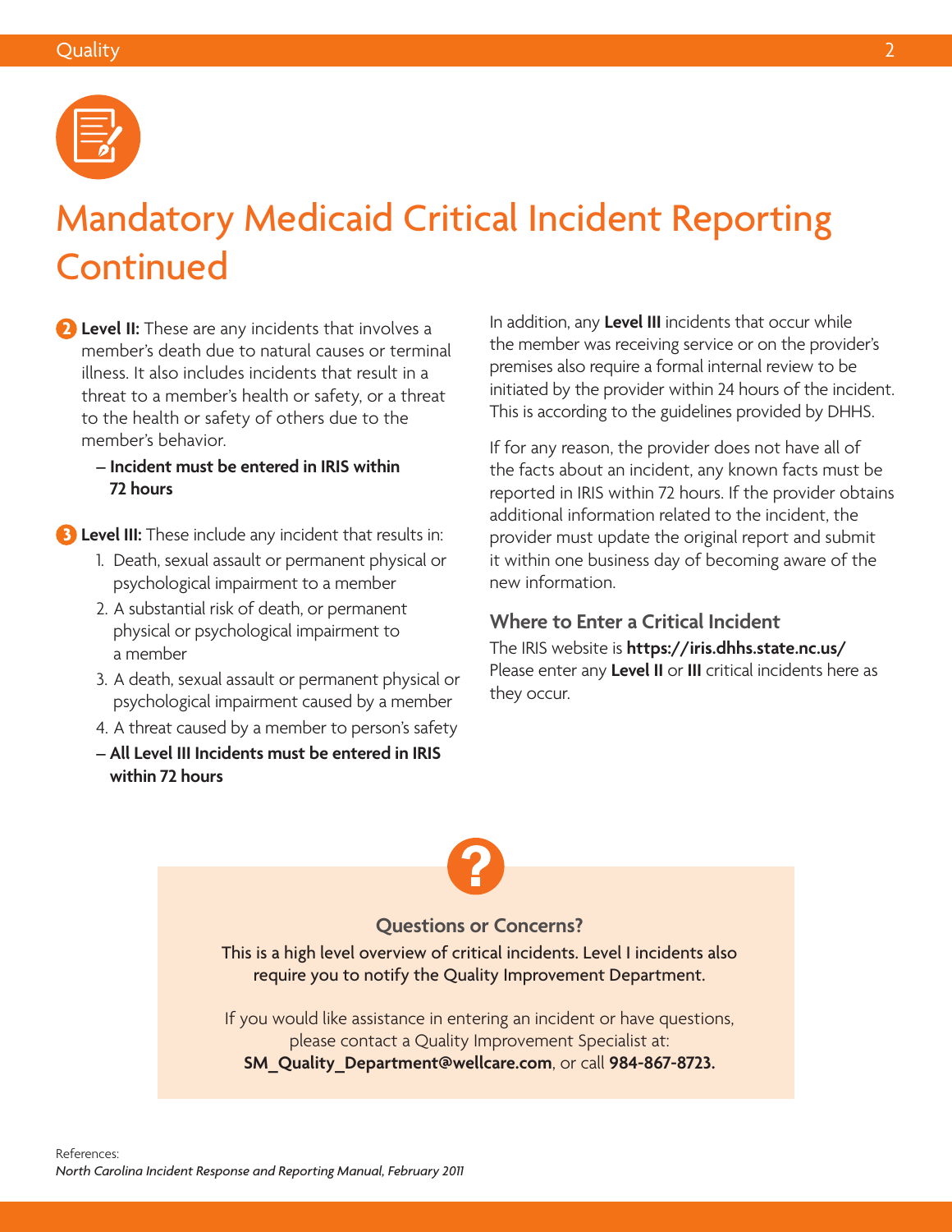# Mandatory Medicaid Critical Incident Reporting Continued

**2** **Level II:** These are any incidents that involves a member's death due to natural causes or terminal illness. It also includes incidents that result in a threat to a member's health or safety, or a threat to the health or safety of others due to the member's behavior.

- **Incident must be entered in IRIS within 72 hours**

**3** **Level III:** These include any incident that results in:

1. Death, sexual assault or permanent physical or psychological impairment to a member
2. A substantial risk of death, or permanent physical or psychological impairment to a member
3. A death, sexual assault or permanent physical or psychological impairment caused by a member
4. A threat caused by a member to person's safety

- **All Level III Incidents must be entered in IRIS within 72 hours**

In addition, any **Level III** incidents that occur while the member was receiving service or on the provider's premises also require a formal internal review to be initiated by the provider within 24 hours of the incident. This is according to the guidelines provided by DHHS.

If for any reason, the provider does not have all of the facts about an incident, any known facts must be reported in IRIS within 72 hours. If the provider obtains additional information related to the incident, the provider must update the original report and submit it within one business day of becoming aware of the new information.

### Where to Enter a Critical Incident

The IRIS website is **https://iris.dhhs.state.nc.us/** Please enter any **Level II** or **III** critical incidents here as they occur.

### Questions or Concerns?

This is a high level overview of critical incidents. Level I incidents also require you to notify the Quality Improvement Department.

If you would like assistance in entering an incident or have questions, please contact a Quality Improvement Specialist at: **SM_Quality_Department@wellcare.com**, or call **984-867-8723.**

References:
*North Carolina Incident Response and Reporting Manual, February 2011*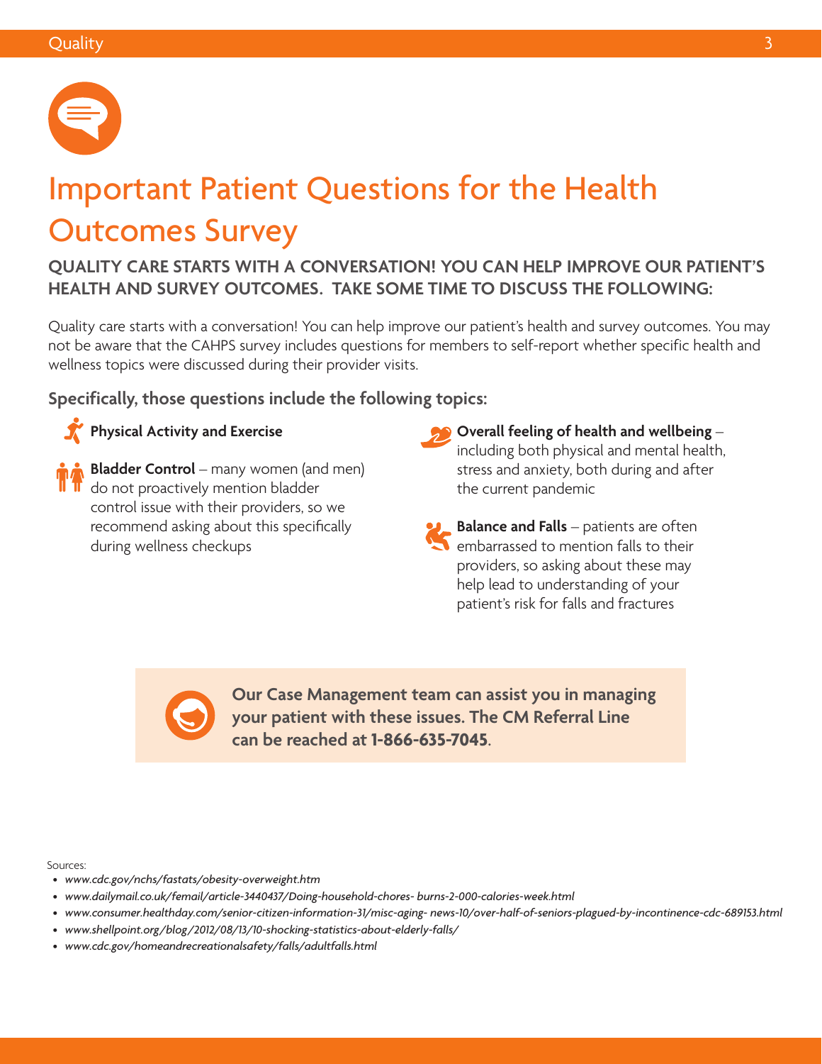# Important Patient Questions for the Health Outcomes Survey

**QUALITY CARE STARTS WITH A CONVERSATION! YOU CAN HELP IMPROVE OUR PATIENT'S HEALTH AND SURVEY OUTCOMES. TAKE SOME TIME TO DISCUSS THE FOLLOWING:**

Quality care starts with a conversation! You can help improve our patient's health and survey outcomes. You may not be aware that the CAHPS survey includes questions for members to self-report whether specific health and wellness topics were discussed during their provider visits.

### Specifically, those questions include the following topics:

- **Physical Activity and Exercise**
- **Bladder Control** – many women (and men) do not proactively mention bladder control issue with their providers, so we recommend asking about this specifically during wellness checkups
- **Overall feeling of health and wellbeing** – including both physical and mental health, stress and anxiety, both during and after the current pandemic
- **Balance and Falls** – patients are often embarrassed to mention falls to their providers, so asking about these may help lead to understanding of your patient's risk for falls and fractures

**Our Case Management team can assist you in managing your patient with these issues. The CM Referral Line can be reached at 1-866-635-7045.**

Sources:

- *www.cdc.gov/nchs/fastats/obesity-overweight.htm*
- *www.dailymail.co.uk/femail/article-3440437/Doing-household-chores- burns-2-000-calories-week.html*
- *www.consumer.healthday.com/senior-citizen-information-31/misc-aging- news-10/over-half-of-seniors-plagued-by-incontinence-cdc-689153.html*
- *www.shellpoint.org/blog/2012/08/13/10-shocking-statistics-about-elderly-falls/*
- *www.cdc.gov/homeandrecreationalsafety/falls/adultfalls.html*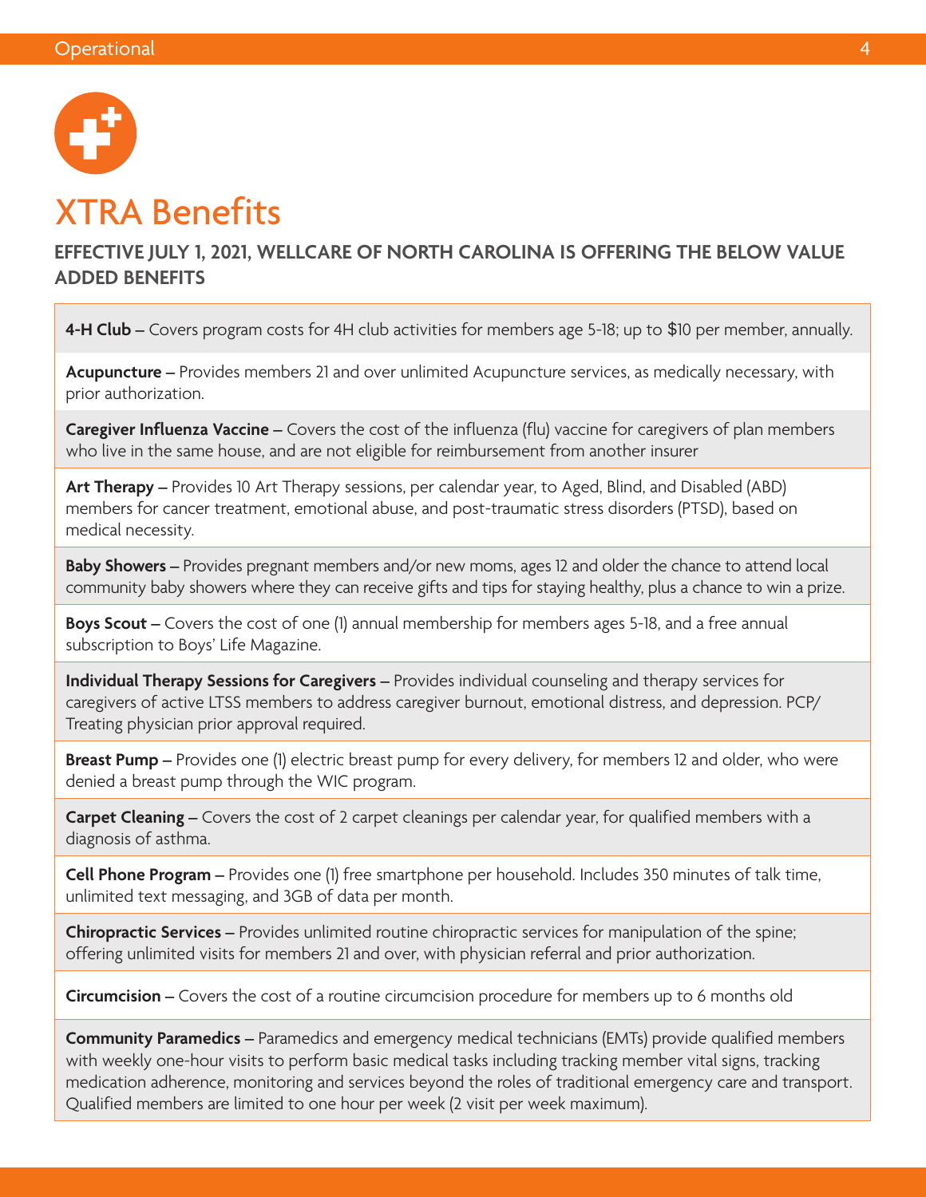# XTRA Benefits

**EFFECTIVE JULY 1, 2021, WELLCARE OF NORTH CAROLINA IS OFFERING THE BELOW VALUE ADDED BENEFITS**

**4-H Club** – Covers program costs for 4H club activities for members age 5-18; up to $10 per member, annually.

**Acupuncture** – Provides members 21 and over unlimited Acupuncture services, as medically necessary, with prior authorization.

**Caregiver Influenza Vaccine** – Covers the cost of the influenza (flu) vaccine for caregivers of plan members who live in the same house, and are not eligible for reimbursement from another insurer

**Art Therapy** – Provides 10 Art Therapy sessions, per calendar year, to Aged, Blind, and Disabled (ABD) members for cancer treatment, emotional abuse, and post-traumatic stress disorders (PTSD), based on medical necessity.

**Baby Showers** – Provides pregnant members and/or new moms, ages 12 and older the chance to attend local community baby showers where they can receive gifts and tips for staying healthy, plus a chance to win a prize.

**Boys Scout** – Covers the cost of one (1) annual membership for members ages 5-18, and a free annual subscription to Boys' Life Magazine.

**Individual Therapy Sessions for Caregivers** – Provides individual counseling and therapy services for caregivers of active LTSS members to address caregiver burnout, emotional distress, and depression. PCP/ Treating physician prior approval required.

**Breast Pump** – Provides one (1) electric breast pump for every delivery, for members 12 and older, who were denied a breast pump through the WIC program.

**Carpet Cleaning** – Covers the cost of 2 carpet cleanings per calendar year, for qualified members with a diagnosis of asthma.

**Cell Phone Program** – Provides one (1) free smartphone per household. Includes 350 minutes of talk time, unlimited text messaging, and 3GB of data per month.

**Chiropractic Services** – Provides unlimited routine chiropractic services for manipulation of the spine; offering unlimited visits for members 21 and over, with physician referral and prior authorization.

**Circumcision** – Covers the cost of a routine circumcision procedure for members up to 6 months old

**Community Paramedics** – Paramedics and emergency medical technicians (EMTs) provide qualified members with weekly one-hour visits to perform basic medical tasks including tracking member vital signs, tracking medication adherence, monitoring and services beyond the roles of traditional emergency care and transport. Qualified members are limited to one hour per week (2 visit per week maximum).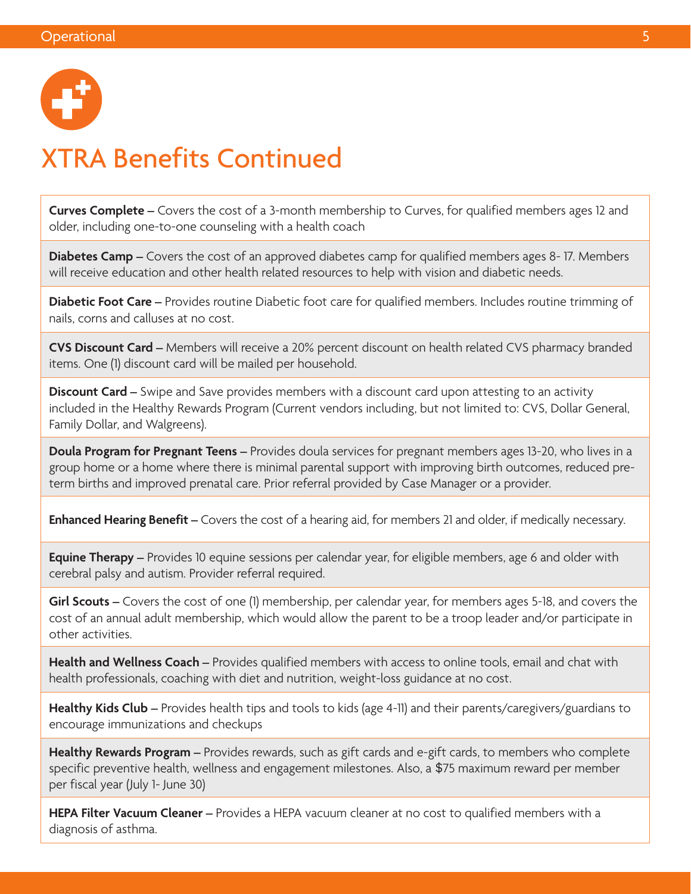# XTRA Benefits Continued

**Curves Complete –** Covers the cost of a 3-month membership to Curves, for qualified members ages 12 and older, including one-to-one counseling with a health coach

**Diabetes Camp –** Covers the cost of an approved diabetes camp for qualified members ages 8- 17. Members will receive education and other health related resources to help with vision and diabetic needs.

**Diabetic Foot Care –** Provides routine Diabetic foot care for qualified members. Includes routine trimming of nails, corns and calluses at no cost.

**CVS Discount Card –** Members will receive a 20% percent discount on health related CVS pharmacy branded items. One (1) discount card will be mailed per household.

**Discount Card –** Swipe and Save provides members with a discount card upon attesting to an activity included in the Healthy Rewards Program (Current vendors including, but not limited to: CVS, Dollar General, Family Dollar, and Walgreens).

**Doula Program for Pregnant Teens –** Provides doula services for pregnant members ages 13-20, who lives in a group home or a home where there is minimal parental support with improving birth outcomes, reduced pre-term births and improved prenatal care. Prior referral provided by Case Manager or a provider.

**Enhanced Hearing Benefit –** Covers the cost of a hearing aid, for members 21 and older, if medically necessary.

**Equine Therapy –** Provides 10 equine sessions per calendar year, for eligible members, age 6 and older with cerebral palsy and autism. Provider referral required.

**Girl Scouts –** Covers the cost of one (1) membership, per calendar year, for members ages 5-18, and covers the cost of an annual adult membership, which would allow the parent to be a troop leader and/or participate in other activities.

**Health and Wellness Coach –** Provides qualified members with access to online tools, email and chat with health professionals, coaching with diet and nutrition, weight-loss guidance at no cost.

**Healthy Kids Club –** Provides health tips and tools to kids (age 4-11) and their parents/caregivers/guardians to encourage immunizations and checkups

**Healthy Rewards Program –** Provides rewards, such as gift cards and e-gift cards, to members who complete specific preventive health, wellness and engagement milestones. Also, a $75 maximum reward per member per fiscal year (July 1- June 30)

**HEPA Filter Vacuum Cleaner –** Provides a HEPA vacuum cleaner at no cost to qualified members with a diagnosis of asthma.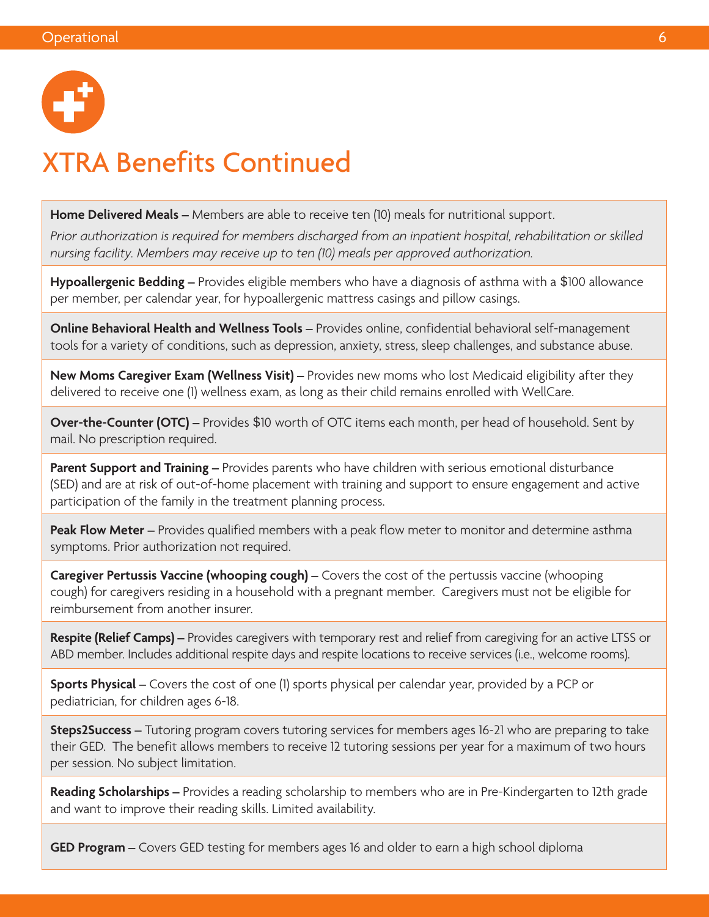# XTRA Benefits Continued

**Home Delivered Meals –** Members are able to receive ten (10) meals for nutritional support.

*Prior authorization is required for members discharged from an inpatient hospital, rehabilitation or skilled nursing facility. Members may receive up to ten (10) meals per approved authorization.*

**Hypoallergenic Bedding –** Provides eligible members who have a diagnosis of asthma with a $100 allowance per member, per calendar year, for hypoallergenic mattress casings and pillow casings.

**Online Behavioral Health and Wellness Tools –** Provides online, confidential behavioral self-management tools for a variety of conditions, such as depression, anxiety, stress, sleep challenges, and substance abuse.

**New Moms Caregiver Exam (Wellness Visit) –** Provides new moms who lost Medicaid eligibility after they delivered to receive one (1) wellness exam, as long as their child remains enrolled with WellCare.

**Over-the-Counter (OTC) –** Provides $10 worth of OTC items each month, per head of household. Sent by mail. No prescription required.

**Parent Support and Training –** Provides parents who have children with serious emotional disturbance (SED) and are at risk of out-of-home placement with training and support to ensure engagement and active participation of the family in the treatment planning process.

**Peak Flow Meter –** Provides qualified members with a peak flow meter to monitor and determine asthma symptoms. Prior authorization not required.

**Caregiver Pertussis Vaccine (whooping cough) –** Covers the cost of the pertussis vaccine (whooping cough) for caregivers residing in a household with a pregnant member. Caregivers must not be eligible for reimbursement from another insurer.

**Respite (Relief Camps) –** Provides caregivers with temporary rest and relief from caregiving for an active LTSS or ABD member. Includes additional respite days and respite locations to receive services (i.e., welcome rooms).

**Sports Physical –** Covers the cost of one (1) sports physical per calendar year, provided by a PCP or pediatrician, for children ages 6-18.

**Steps2Success –** Tutoring program covers tutoring services for members ages 16-21 who are preparing to take their GED. The benefit allows members to receive 12 tutoring sessions per year for a maximum of two hours per session. No subject limitation.

**Reading Scholarships –** Provides a reading scholarship to members who are in Pre-Kindergarten to 12th grade and want to improve their reading skills. Limited availability.

**GED Program –** Covers GED testing for members ages 16 and older to earn a high school diploma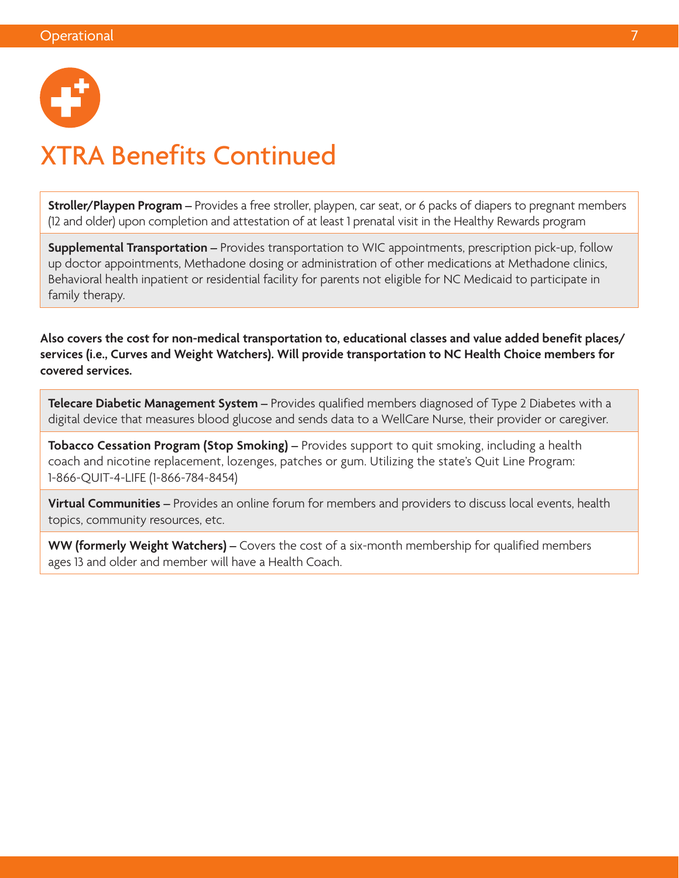# XTRA Benefits Continued

**Stroller/Playpen Program** – Provides a free stroller, playpen, car seat, or 6 packs of diapers to pregnant members (12 and older) upon completion and attestation of at least 1 prenatal visit in the Healthy Rewards program

**Supplemental Transportation** – Provides transportation to WIC appointments, prescription pick-up, follow up doctor appointments, Methadone dosing or administration of other medications at Methadone clinics, Behavioral health inpatient or residential facility for parents not eligible for NC Medicaid to participate in family therapy.

**Also covers the cost for non-medical transportation to, educational classes and value added benefit places/ services (i.e., Curves and Weight Watchers). Will provide transportation to NC Health Choice members for covered services.**

**Telecare Diabetic Management System** – Provides qualified members diagnosed of Type 2 Diabetes with a digital device that measures blood glucose and sends data to a WellCare Nurse, their provider or caregiver.

**Tobacco Cessation Program (Stop Smoking)** – Provides support to quit smoking, including a health coach and nicotine replacement, lozenges, patches or gum. Utilizing the state's Quit Line Program: 1-866-QUIT-4-LIFE (1-866-784-8454)

**Virtual Communities** – Provides an online forum for members and providers to discuss local events, health topics, community resources, etc.

**WW (formerly Weight Watchers)** – Covers the cost of a six-month membership for qualified members ages 13 and older and member will have a Health Coach.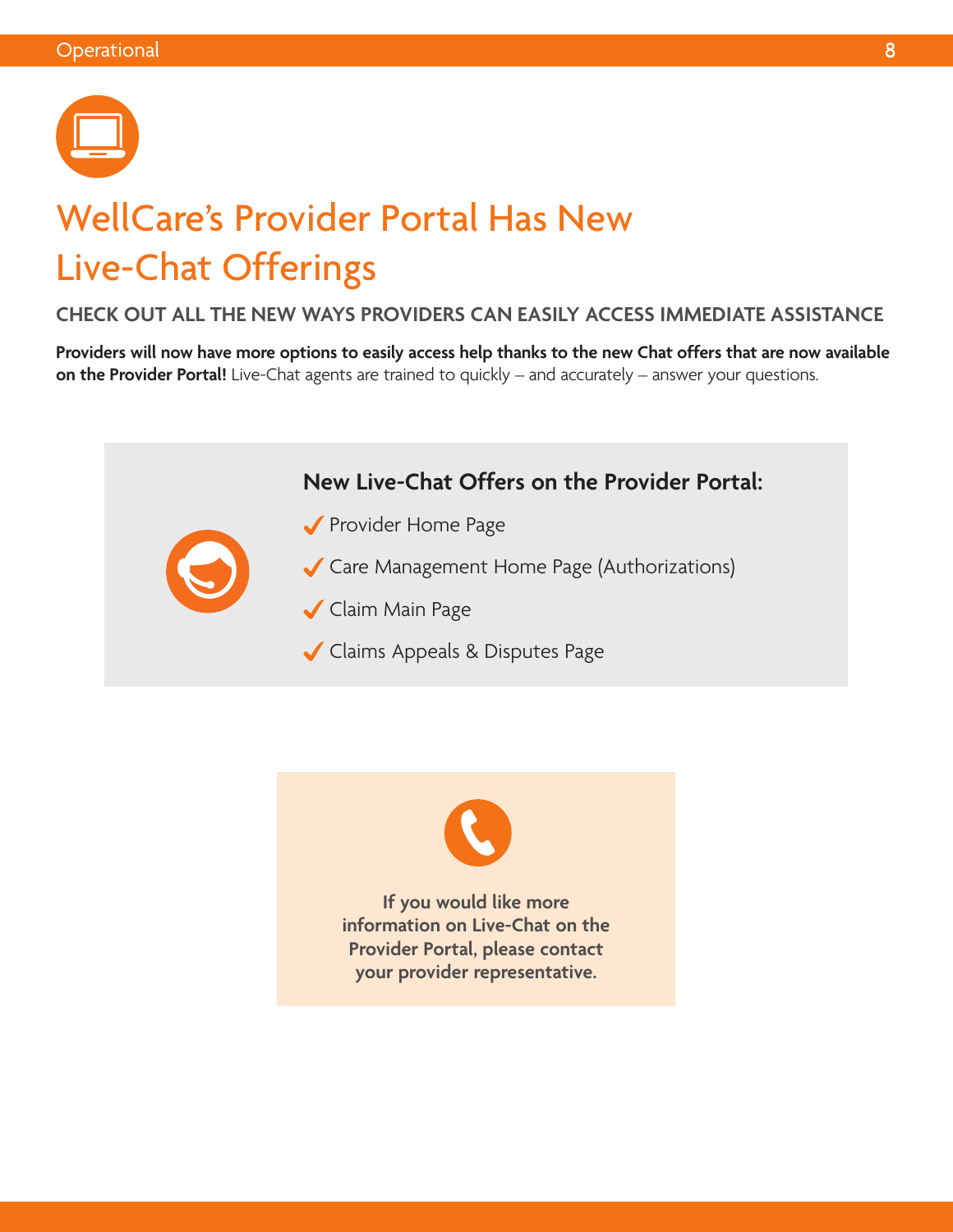# WellCare's Provider Portal Has New Live-Chat Offerings

## CHECK OUT ALL THE NEW WAYS PROVIDERS CAN EASILY ACCESS IMMEDIATE ASSISTANCE

**Providers will now have more options to easily access help thanks to the new Chat offers that are now available on the Provider Portal!** Live-Chat agents are trained to quickly – and accurately – answer your questions.

### New Live-Chat Offers on the Provider Portal:

- ✓ Provider Home Page
- ✓ Care Management Home Page (Authorizations)
- ✓ Claim Main Page
- ✓ Claims Appeals & Disputes Page

**If you would like more information on Live-Chat on the Provider Portal, please contact your provider representative.**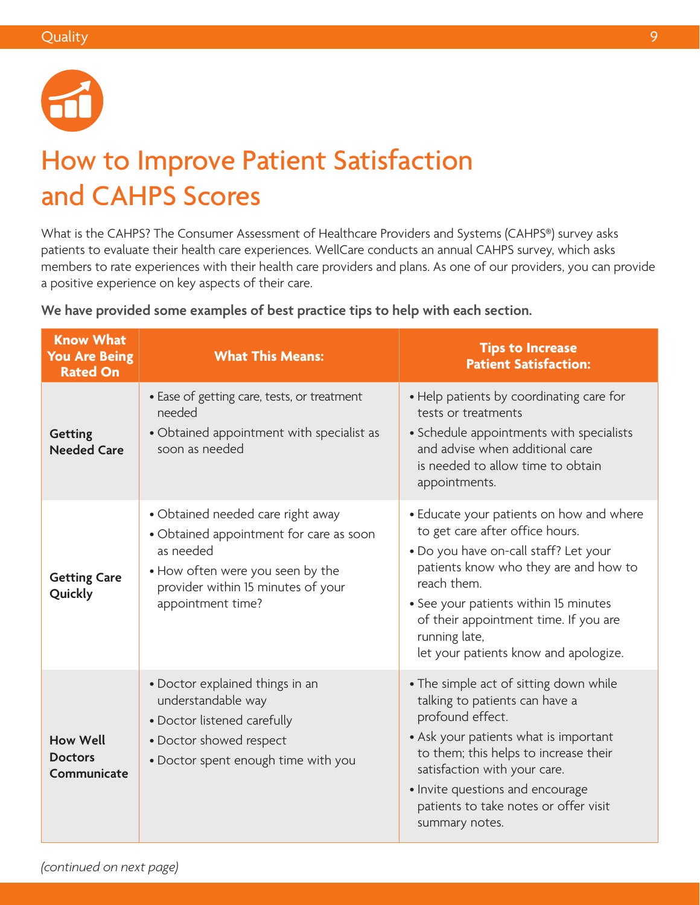# How to Improve Patient Satisfaction and CAHPS Scores

What is the CAHPS? The Consumer Assessment of Healthcare Providers and Systems (CAHPS®) survey asks patients to evaluate their health care experiences. WellCare conducts an annual CAHPS survey, which asks members to rate experiences with their health care providers and plans. As one of our providers, you can provide a positive experience on key aspects of their care.

**We have provided some examples of best practice tips to help with each section.**

| Know What You Are Being Rated On | What This Means: | Tips to Increase Patient Satisfaction: |
|---|---|---|
| **Getting Needed Care** | • Ease of getting care, tests, or treatment needed<br>• Obtained appointment with specialist as soon as needed | • Help patients by coordinating care for tests or treatments<br>• Schedule appointments with specialists and advise when additional care is needed to allow time to obtain appointments. |
| **Getting Care Quickly** | • Obtained needed care right away<br>• Obtained appointment for care as soon as needed<br>• How often were you seen by the provider within 15 minutes of your appointment time? | • Educate your patients on how and where to get care after office hours.<br>• Do you have on-call staff? Let your patients know who they are and how to reach them.<br>• See your patients within 15 minutes of their appointment time. If you are running late, let your patients know and apologize. |
| **How Well Doctors Communicate** | • Doctor explained things in an understandable way<br>• Doctor listened carefully<br>• Doctor showed respect<br>• Doctor spent enough time with you | • The simple act of sitting down while talking to patients can have a profound effect.<br>• Ask your patients what is important to them; this helps to increase their satisfaction with your care.<br>• Invite questions and encourage patients to take notes or offer visit summary notes. |

*(continued on next page)*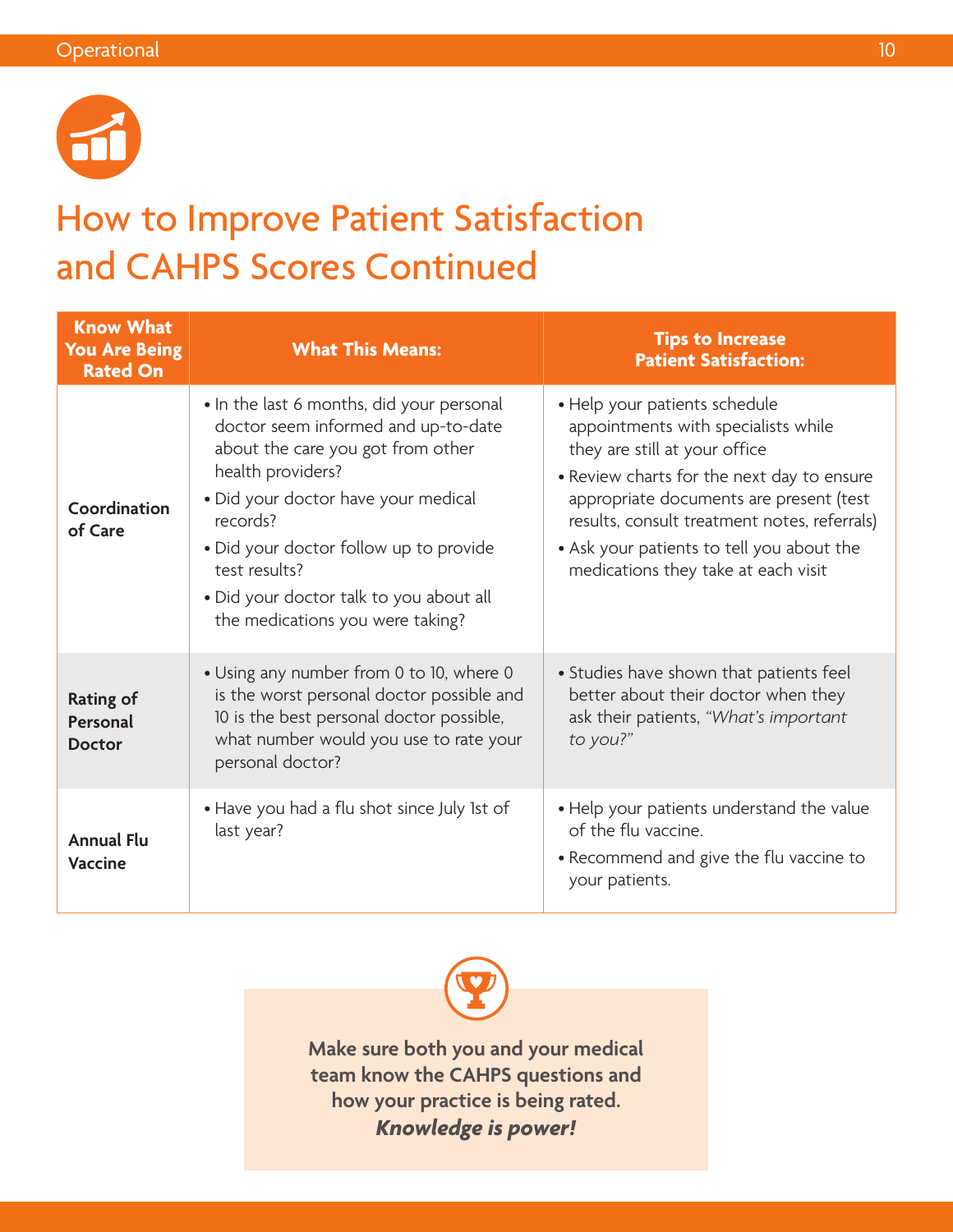# How to Improve Patient Satisfaction and CAHPS Scores Continued

| Know What You Are Being Rated On | What This Means: | Tips to Increase Patient Satisfaction: |
|---|---|---|
| Coordination of Care | • In the last 6 months, did your personal doctor seem informed and up-to-date about the care you got from other health providers?<br>• Did your doctor have your medical records?<br>• Did your doctor follow up to provide test results?<br>• Did your doctor talk to you about all the medications you were taking? | • Help your patients schedule appointments with specialists while they are still at your office<br>• Review charts for the next day to ensure appropriate documents are present (test results, consult treatment notes, referrals)<br>• Ask your patients to tell you about the medications they take at each visit |
| Rating of Personal Doctor | • Using any number from 0 to 10, where 0 is the worst personal doctor possible and 10 is the best personal doctor possible, what number would you use to rate your personal doctor? | • Studies have shown that patients feel better about their doctor when they ask their patients, *"What's important to you?"* |
| Annual Flu Vaccine | • Have you had a flu shot since July 1st of last year? | • Help your patients understand the value of the flu vaccine.<br>• Recommend and give the flu vaccine to your patients. |

**Make sure both you and your medical team know the CAHPS questions and how your practice is being rated.**
***Knowledge is power!***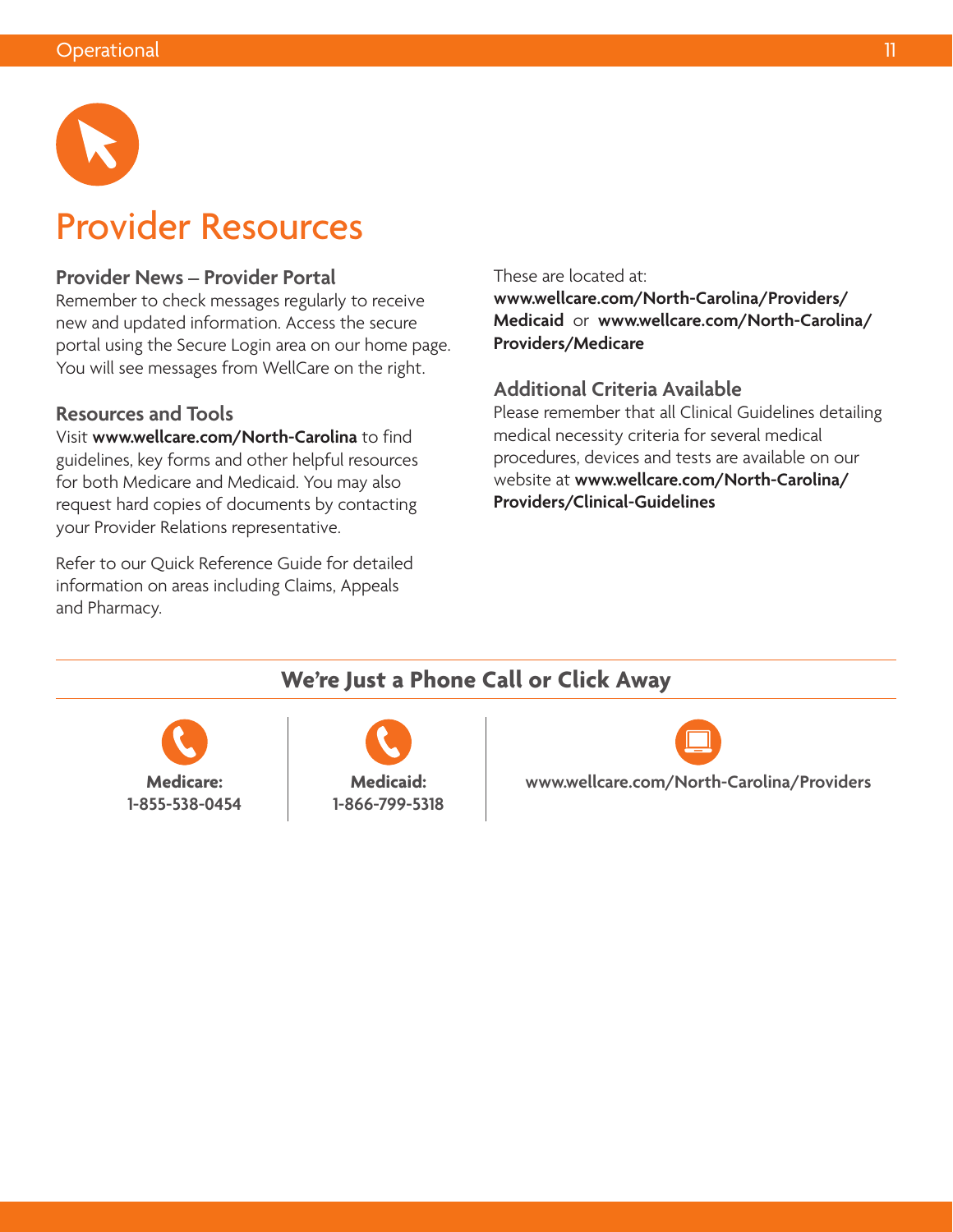# Provider Resources

### Provider News – Provider Portal

Remember to check messages regularly to receive new and updated information. Access the secure portal using the Secure Login area on our home page. You will see messages from WellCare on the right.

### Resources and Tools

Visit **www.wellcare.com/North-Carolina** to find guidelines, key forms and other helpful resources for both Medicare and Medicaid. You may also request hard copies of documents by contacting your Provider Relations representative.

Refer to our Quick Reference Guide for detailed information on areas including Claims, Appeals and Pharmacy.

These are located at:
**www.wellcare.com/North-Carolina/Providers/Medicaid** or **www.wellcare.com/North-Carolina/Providers/Medicare**

### Additional Criteria Available

Please remember that all Clinical Guidelines detailing medical necessity criteria for several medical procedures, devices and tests are available on our website at **www.wellcare.com/North-Carolina/Providers/Clinical-Guidelines**

## We're Just a Phone Call or Click Away

**Medicare:**
**1-855-538-0454**

**Medicaid:**
**1-866-799-5318**

**www.wellcare.com/North-Carolina/Providers**